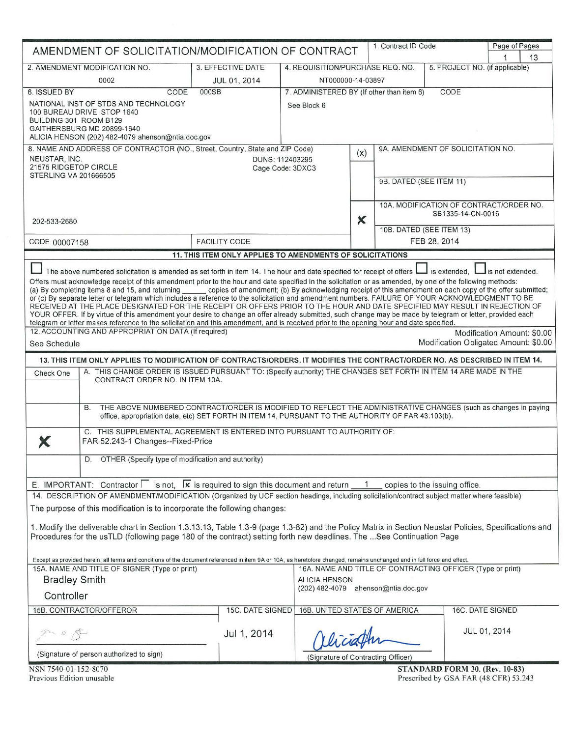# AMENDMENT OF SOLICITATION/MODIFICATION OF CONTRACT

| 1. Contract ID Code | Page of Pages |
|---|---|
| | 1 / 13 |

| 2. AMENDMENT MODIFICATION NO. | 3. EFFECTIVE DATE | 4. REQUISITION/PURCHASE REQ. NO. | 5. PROJECT NO. (if applicable) |
|---|---|---|---|
| 0002 | JUL 01, 2014 | NT000000-14-03897 | |

**6. ISSUED BY** CODE 000SB

NATIONAL INST OF STDS AND TECHNOLOGY
100 BUREAU DRIVE STOP 1640
BUILDING 301 ROOM B129
GAITHERSBURG MD 20899-1640
ALICIA HENSON (202) 482-4079 ahenson@ntia.doc.gov

**7. ADMINISTERED BY (If other than item 6)** CODE

See Block 6

**8. NAME AND ADDRESS OF CONTRACTOR (NO., Street, Country, State and ZIP Code)**

NEUSTAR, INC.
21575 RIDGETOP CIRCLE
STERLING VA 201666505

DUNS: 112403295
Cage Code: 3DXC3

202-533-2680

CODE 00007158 | FACILITY CODE

(x)

9A. AMENDMENT OF SOLICITATION NO.

9B. DATED (SEE ITEM 11)

X 10A. MODIFICATION OF CONTRACT/ORDER NO. SB1335-14-CN-0016

10B. DATED (SEE ITEM 13) FEB 28, 2014

## 11. THIS ITEM ONLY APPLIES TO AMENDMENTS OF SOLICITATIONS

☐ The above numbered solicitation is amended as set forth in item 14. The hour and date specified for receipt of offers ☐ is extended, ☐ is not extended.

Offers must acknowledge receipt of this amendment prior to the hour and date specified in the solicitation or as amended, by one of the following methods: (a) By completing items 8 and 15, and returning ______ copies of amendment; (b) By acknowledging receipt of this amendment on each copy of the offer submitted; or (c) By separate letter or telegram which includes a reference to the solicitation and amendment numbers. FAILURE OF YOUR ACKNOWLEDGMENT TO BE RECEIVED AT THE PLACE DESIGNATED FOR THE RECEIPT OF OFFERS PRIOR TO THE HOUR AND DATE SPECIFIED MAY RESULT IN REJECTION OF YOUR OFFER. If by virtue of this amendment your desire to change an offer already submitted, such change may be made by telegram or letter, provided each telegram or letter makes reference to the solicitation and this amendment, and is received prior to the opening hour and date specified.

**12. ACCOUNTING AND APPROPRIATION DATA (If required)**

See Schedule

Modification Amount: $0.00
Modification Obligated Amount: $0.00

## 13. THIS ITEM ONLY APPLIES TO MODIFICATION OF CONTRACTS/ORDERS. IT MODIFIES THE CONTRACT/ORDER NO. AS DESCRIBED IN ITEM 14.

| Check One | |
|---|---|
| | A. THIS CHANGE ORDER IS ISSUED PURSUANT TO: (Specify authority) THE CHANGES SET FORTH IN ITEM 14 ARE MADE IN THE CONTRACT ORDER NO. IN ITEM 10A. |
| | B. THE ABOVE NUMBERED CONTRACT/ORDER IS MODIFIED TO REFLECT THE ADMINISTRATIVE CHANGES (such as changes in paying office, appropriation date, etc) SET FORTH IN ITEM 14, PURSUANT TO THE AUTHORITY OF FAR 43.103(b). |
| X | C. THIS SUPPLEMENTAL AGREEMENT IS ENTERED INTO PURSUANT TO AUTHORITY OF: FAR 52.243-1 Changes--Fixed-Price |
| | D. OTHER (Specify type of modification and authority) |

E. IMPORTANT: Contractor ☐ is not, ☒ is required to sign this document and return 1 copies to the issuing office.

**14. DESCRIPTION OF AMENDMENT/MODIFICATION** (Organized by UCF section headings, including solicitation/contract subject matter where feasible)

The purpose of this modification is to incorporate the following changes:

1. Modify the deliverable chart in Section 1.3.13.13, Table 1.3-9 (page 1.3-82) and the Policy Matrix in Section Neustar Policies, Specifications and Procedures for the usTLD (following page 180 of the contract) setting forth new deadlines. The ...See Continuation Page

Except as provided herein, all terms and conditions of the document referenced in item 9A or 10A, as heretofore changed, remains unchanged and in full force and effect.

| 15A. NAME AND TITLE OF SIGNER (Type or print) | | 16A. NAME AND TITLE OF CONTRACTING OFFICER (Type or print) | |
|---|---|---|---|
| Bradley Smith<br>Controller | | ALICIA HENSON<br>(202) 482-4079 ahenson@ntia.doc.gov | |
| **15B. CONTRACTOR/OFFEROR** | **15C. DATE SIGNED** | **16B. UNITED STATES OF AMERICA** | **16C. DATE SIGNED** |
| [signature]<br>(Signature of person authorized to sign) | Jul 1, 2014 | [signature]<br>(Signature of Contracting Officer) | JUL 01, 2014 |

NSN 7540-01-152-8070
Previous Edition unusable

STANDARD FORM 30. (Rev. 10-83)
Prescribed by GSA FAR (48 CFR) 53.243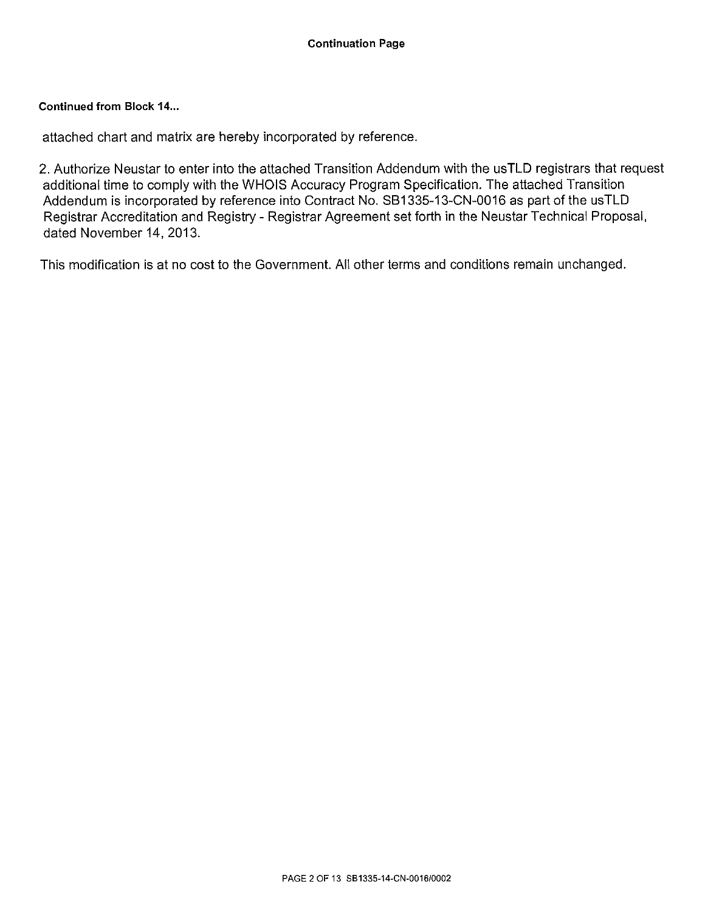**Continuation Page**

**Continued from Block 14...**

attached chart and matrix are hereby incorporated by reference.

2. Authorize Neustar to enter into the attached Transition Addendum with the usTLD registrars that request additional time to comply with the WHOIS Accuracy Program Specification. The attached Transition Addendum is incorporated by reference into Contract No. SB1335-13-CN-0016 as part of the usTLD Registrar Accreditation and Registry - Registrar Agreement set forth in the Neustar Technical Proposal, dated November 14, 2013.

This modification is at no cost to the Government. All other terms and conditions remain unchanged.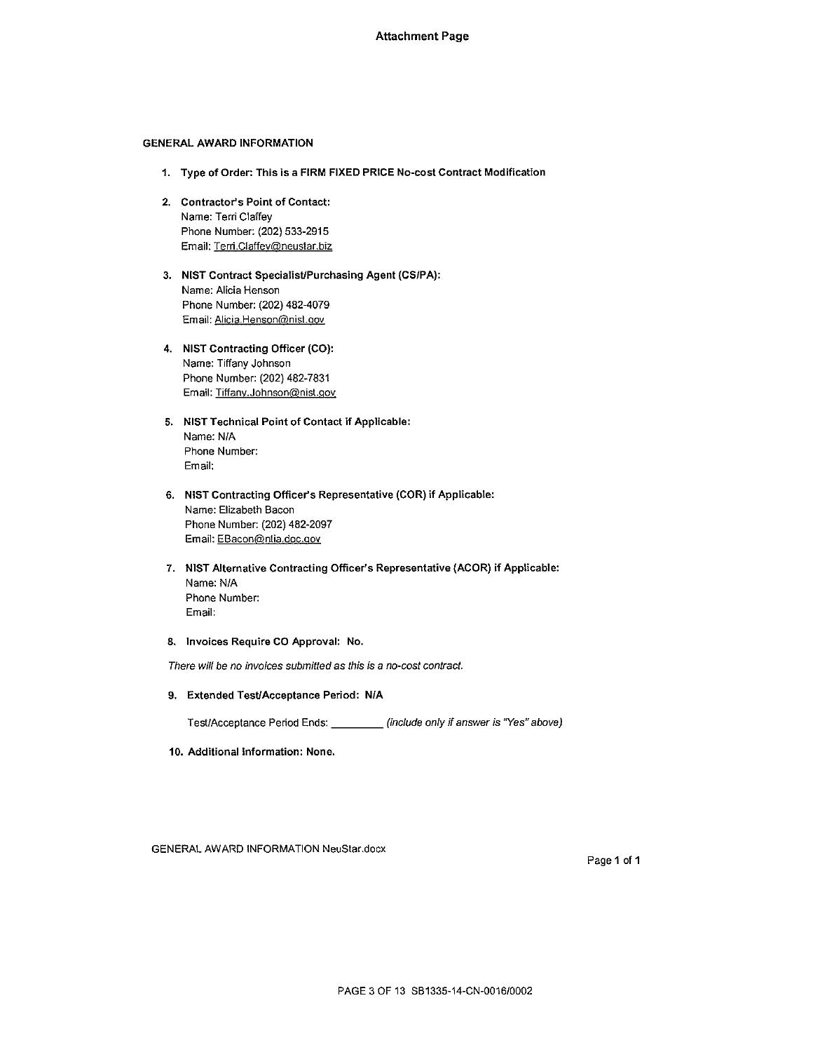# Attachment Page

## GENERAL AWARD INFORMATION

1. **Type of Order: This is a FIRM FIXED PRICE No-cost Contract Modification**

2. **Contractor's Point of Contact:**
   Name: Terri Claffey
   Phone Number: (202) 533-2915
   Email: Terri.Claffey@neustar.biz

3. **NIST Contract Specialist/Purchasing Agent (CS/PA):**
   Name: Alicia Henson
   Phone Number: (202) 482-4079
   Email: Alicia.Henson@nist.gov

4. **NIST Contracting Officer (CO):**
   Name: Tiffany Johnson
   Phone Number: (202) 482-7831
   Email: Tiffany.Johnson@nist.gov

5. **NIST Technical Point of Contact if Applicable:**
   Name: N/A
   Phone Number:
   Email:

6. **NIST Contracting Officer's Representative (COR) if Applicable:**
   Name: Elizabeth Bacon
   Phone Number: (202) 482-2097
   Email: EBacon@ntia.doc.gov

7. **NIST Alternative Contracting Officer's Representative (ACOR) if Applicable:**
   Name: N/A
   Phone Number:
   Email:

8. **Invoices Require CO Approval: No.**

*There will be no invoices submitted as this is a no-cost contract.*

9. **Extended Test/Acceptance Period: N/A**

   Test/Acceptance Period Ends: _________ *(include only if answer is "Yes" above)*

10. **Additional Information: None.**

GENERAL AWARD INFORMATION NeuStar.docx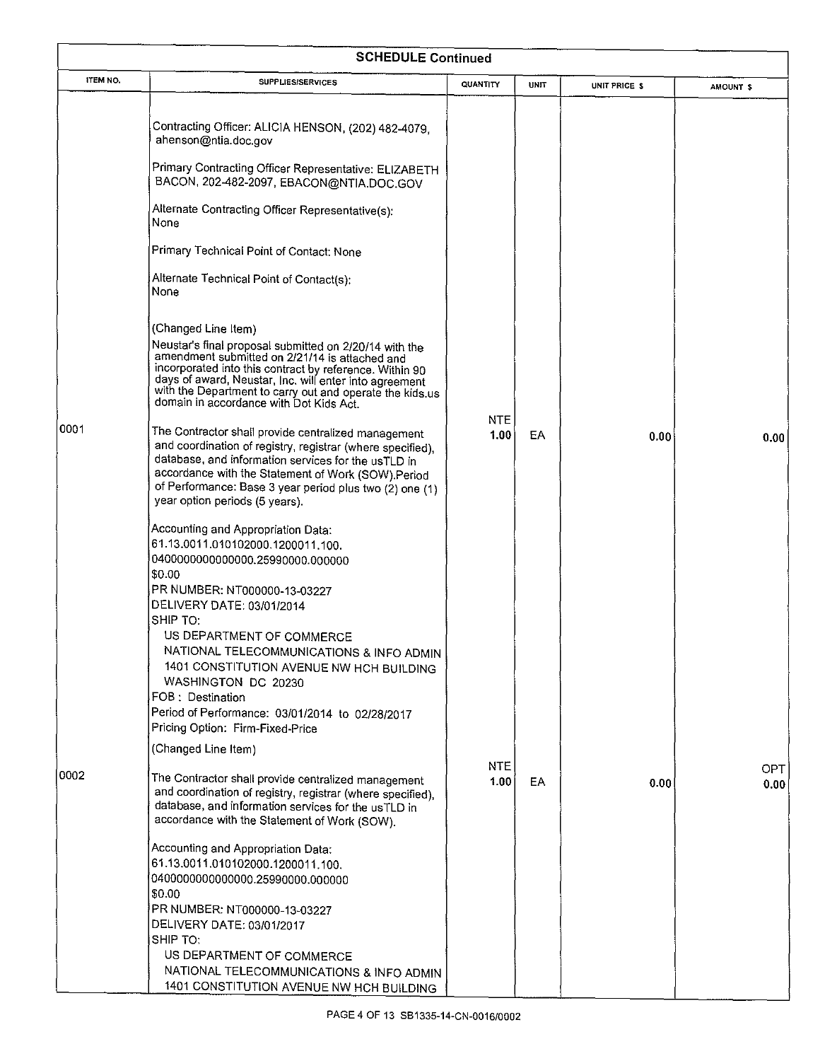## SCHEDULE Continued

| ITEM NO. | SUPPLIES/SERVICES | QUANTITY | UNIT | UNIT PRICE $ | AMOUNT $ |
|---|---|---|---|---|---|
| | Contracting Officer: ALICIA HENSON, (202) 482-4079, ahenson@ntia.doc.gov<br><br>Primary Contracting Officer Representative: ELIZABETH BACON, 202-482-2097, EBACON@NTIA.DOC.GOV<br><br>Alternate Contracting Officer Representative(s): None<br><br>Primary Technical Point of Contact: None<br><br>Alternate Technical Point of Contact(s): None<br><br>(Changed Line Item)<br>Neustar's final proposal submitted on 2/20/14 with the amendment submitted on 2/21/14 is attached and incorporated into this contract by reference. Within 90 days of award, Neustar, Inc. will enter into agreement with the Department to carry out and operate the kids.us domain in accordance with Dot Kids Act. | | | | |
| 0001 | The Contractor shall provide centralized management and coordination of registry, registrar (where specified), database, and information services for the usTLD in accordance with the Statement of Work (SOW).Period of Performance: Base 3 year period plus two (2) one (1) year option periods (5 years).<br><br>Accounting and Appropriation Data:<br>61.13.0011.010102000.1200011.100.<br>0400000000000000.25990000.000000<br>$0.00<br>PR NUMBER: NT000000-13-03227<br>DELIVERY DATE: 03/01/2014<br>SHIP TO:<br>US DEPARTMENT OF COMMERCE<br>NATIONAL TELECOMMUNICATIONS & INFO ADMIN<br>1401 CONSTITUTION AVENUE NW HCH BUILDING<br>WASHINGTON DC 20230<br>FOB : Destination<br>Period of Performance: 03/01/2014 to 02/28/2017<br>Pricing Option: Firm-Fixed-Price | NTE 1.00 | EA | 0.00 | 0.00 |
| | (Changed Line Item) | | | | |
| 0002 | The Contractor shall provide centralized management and coordination of registry, registrar (where specified), database, and information services for the usTLD in accordance with the Statement of Work (SOW).<br><br>Accounting and Appropriation Data:<br>61.13.0011.010102000.1200011.100.<br>0400000000000000.25990000.000000<br>$0.00<br>PR NUMBER: NT000000-13-03227<br>DELIVERY DATE: 03/01/2017<br>SHIP TO:<br>US DEPARTMENT OF COMMERCE<br>NATIONAL TELECOMMUNICATIONS & INFO ADMIN<br>1401 CONSTITUTION AVENUE NW HCH BUILDING | NTE 1.00 | EA | 0.00 | OPT 0.00 |

SB1335-14-CN-0016/0002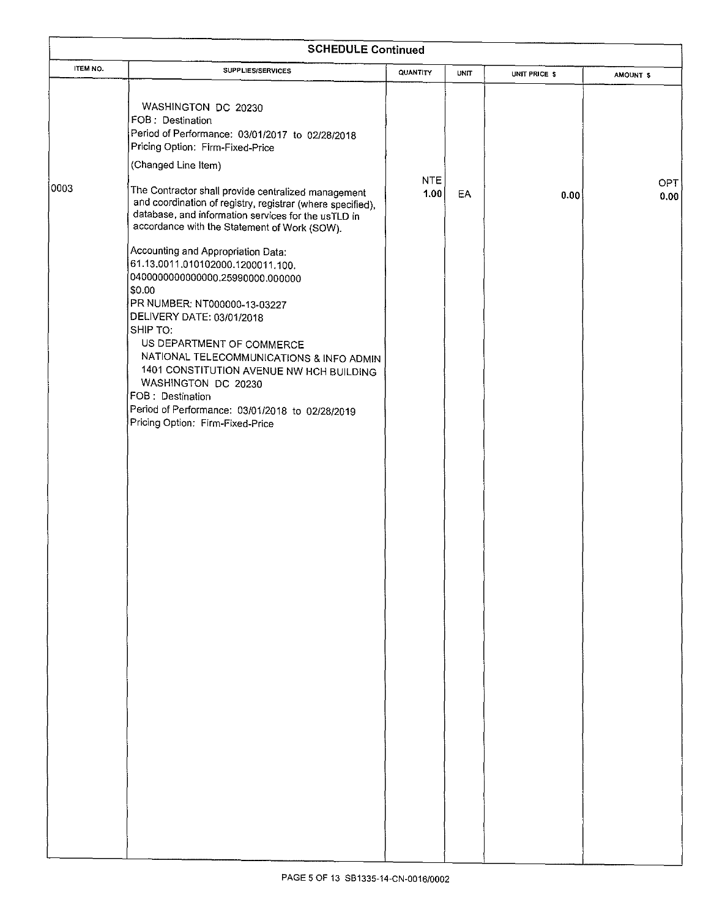## SCHEDULE Continued

| ITEM NO. | SUPPLIES/SERVICES | QUANTITY | UNIT | UNIT PRICE $ | AMOUNT $ |
|---|---|---|---|---|---|
| | WASHINGTON DC 20230<br>FOB : Destination<br>Period of Performance: 03/01/2017 to 02/28/2018<br>Pricing Option: Firm-Fixed-Price<br><br>(Changed Line Item) | | | | |
| 0003 | The Contractor shall provide centralized management and coordination of registry, registrar (where specified), database, and information services for the usTLD in accordance with the Statement of Work (SOW).<br><br>Accounting and Appropriation Data:<br>61.13.0011.010102000.1200011.100.<br>0400000000000000.25990000.000000<br>$0.00<br>PR NUMBER: NT000000-13-03227<br>DELIVERY DATE: 03/01/2018<br>SHIP TO:<br>US DEPARTMENT OF COMMERCE<br>NATIONAL TELECOMMUNICATIONS & INFO ADMIN<br>1401 CONSTITUTION AVENUE NW HCH BUILDING<br>WASHINGTON DC 20230<br>FOB : Destination<br>Period of Performance: 03/01/2018 to 02/28/2019<br>Pricing Option: Firm-Fixed-Price | NTE 1.00 | EA | 0.00 | OPT 0.00 |

SB1335-14-CN-0016/0002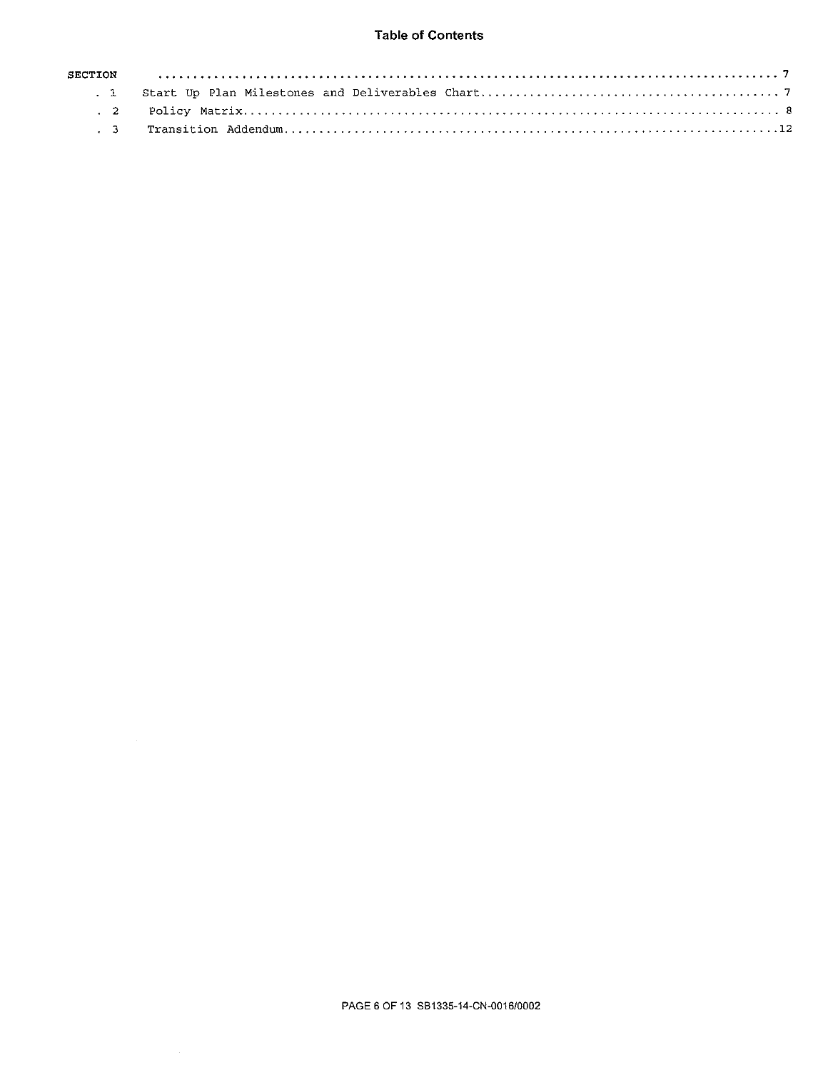# Table of Contents

| SECTION | | Page |
|---|---|---|
| | | 7 |
| . 1 | Start Up Plan Milestones and Deliverables Chart | 7 |
| . 2 | Policy Matrix | 8 |
| . 3 | Transition Addendum | 12 |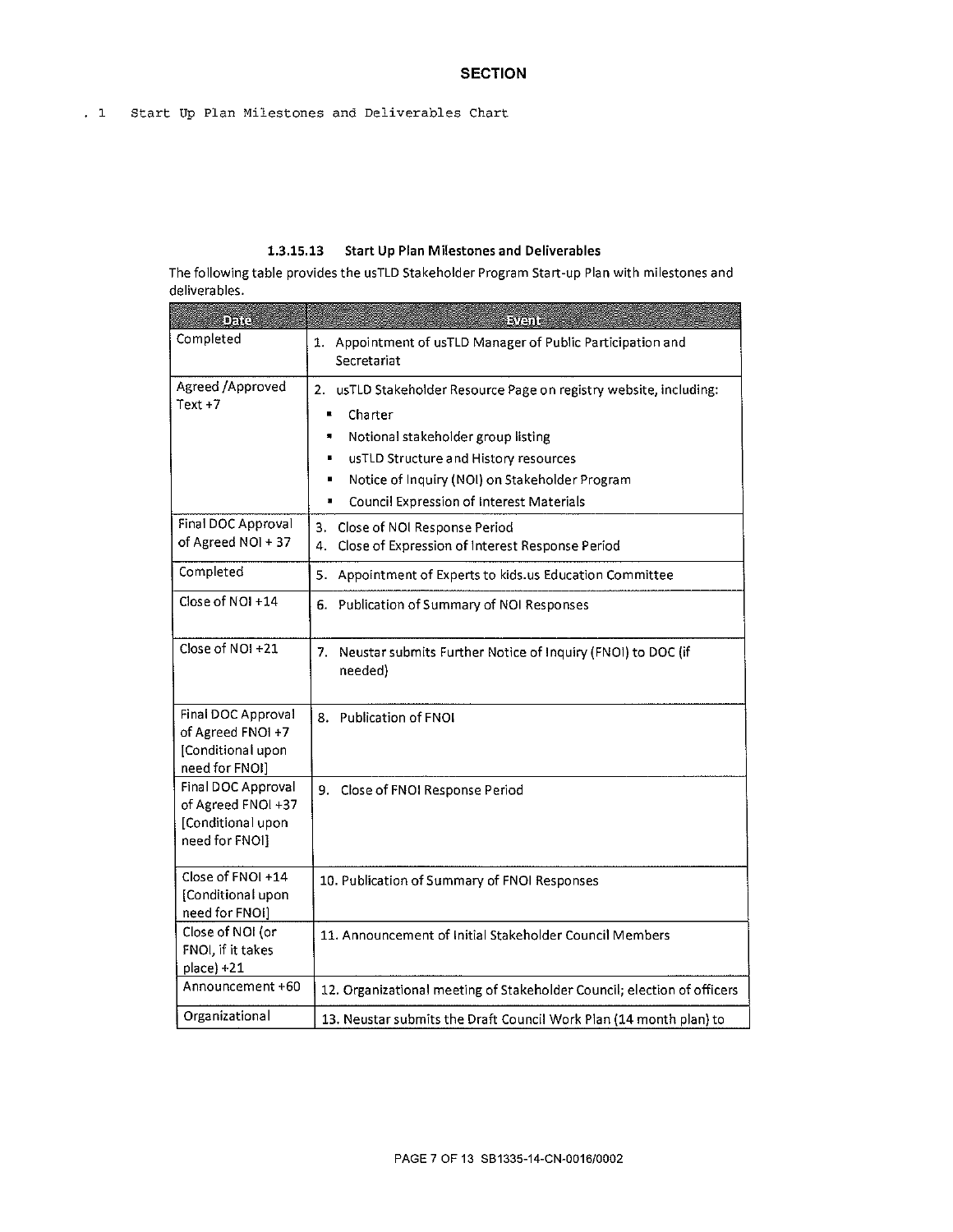## SECTION

. 1 Start Up Plan Milestones and Deliverables Chart

### 1.3.15.13 Start Up Plan Milestones and Deliverables

The following table provides the usTLD Stakeholder Program Start-up Plan with milestones and deliverables.

| Date | Event |
|---|---|
| Completed | 1. Appointment of usTLD Manager of Public Participation and Secretariat |
| Agreed /Approved Text +7 | 2. usTLD Stakeholder Resource Page on registry website, including:<br>▪ Charter<br>▪ Notional stakeholder group listing<br>▪ usTLD Structure and History resources<br>▪ Notice of Inquiry (NOI) on Stakeholder Program<br>▪ Council Expression of Interest Materials |
| Final DOC Approval of Agreed NOI + 37 | 3. Close of NOI Response Period<br>4. Close of Expression of Interest Response Period |
| Completed | 5. Appointment of Experts to kids.us Education Committee |
| Close of NOI +14 | 6. Publication of Summary of NOI Responses |
| Close of NOI +21 | 7. Neustar submits Further Notice of Inquiry (FNOI) to DOC (if needed) |
| Final DOC Approval of Agreed FNOI +7 [Conditional upon need for FNOI] | 8. Publication of FNOI |
| Final DOC Approval of Agreed FNOI +37 [Conditional upon need for FNOI] | 9. Close of FNOI Response Period |
| Close of FNOI +14 [Conditional upon need for FNOI] | 10. Publication of Summary of FNOI Responses |
| Close of NOI (or FNOI, if it takes place) +21 | 11. Announcement of Initial Stakeholder Council Members |
| Announcement +60 | 12. Organizational meeting of Stakeholder Council; election of officers |
| Organizational | 13. Neustar submits the Draft Council Work Plan (14 month plan) to |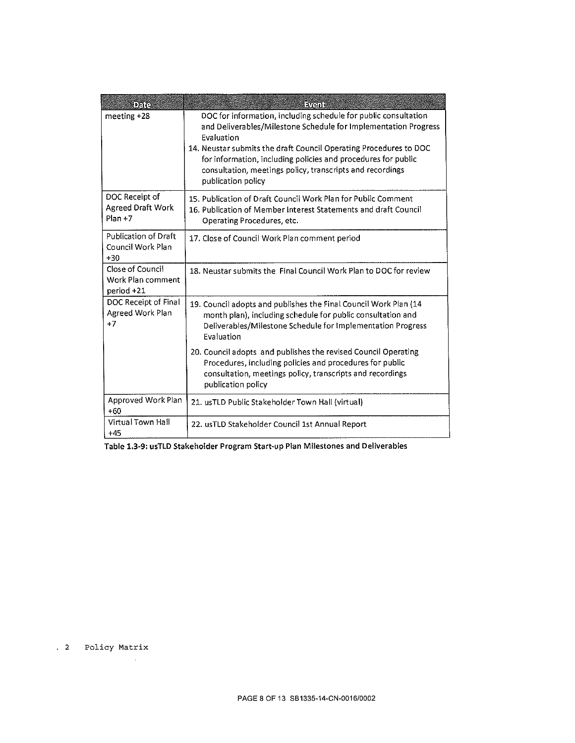| Date | Event |
|---|---|
| meeting +28 | DOC for information, including schedule for public consultation and Deliverables/Milestone Schedule for Implementation Progress Evaluation<br>14. Neustar submits the draft Council Operating Procedures to DOC for information, including policies and procedures for public consultation, meetings policy, transcripts and recordings publication policy |
| DOC Receipt of Agreed Draft Work Plan +7 | 15. Publication of Draft Council Work Plan for Public Comment<br>16. Publication of Member Interest Statements and draft Council Operating Procedures, etc. |
| Publication of Draft Council Work Plan +30 | 17. Close of Council Work Plan comment period |
| Close of Council Work Plan comment period +21 | 18. Neustar submits the Final Council Work Plan to DOC for review |
| DOC Receipt of Final Agreed Work Plan +7 | 19. Council adopts and publishes the Final Council Work Plan (14 month plan), including schedule for public consultation and Deliverables/Milestone Schedule for Implementation Progress Evaluation<br>20. Council adopts and publishes the revised Council Operating Procedures, including policies and procedures for public consultation, meetings policy, transcripts and recordings publication policy |
| Approved Work Plan +60 | 21. usTLD Public Stakeholder Town Hall (virtual) |
| Virtual Town Hall +45 | 22. usTLD Stakeholder Council 1st Annual Report |

**Table 1.3-9: usTLD Stakeholder Program Start-up Plan Milestones and Deliverables**

. 2 Policy Matrix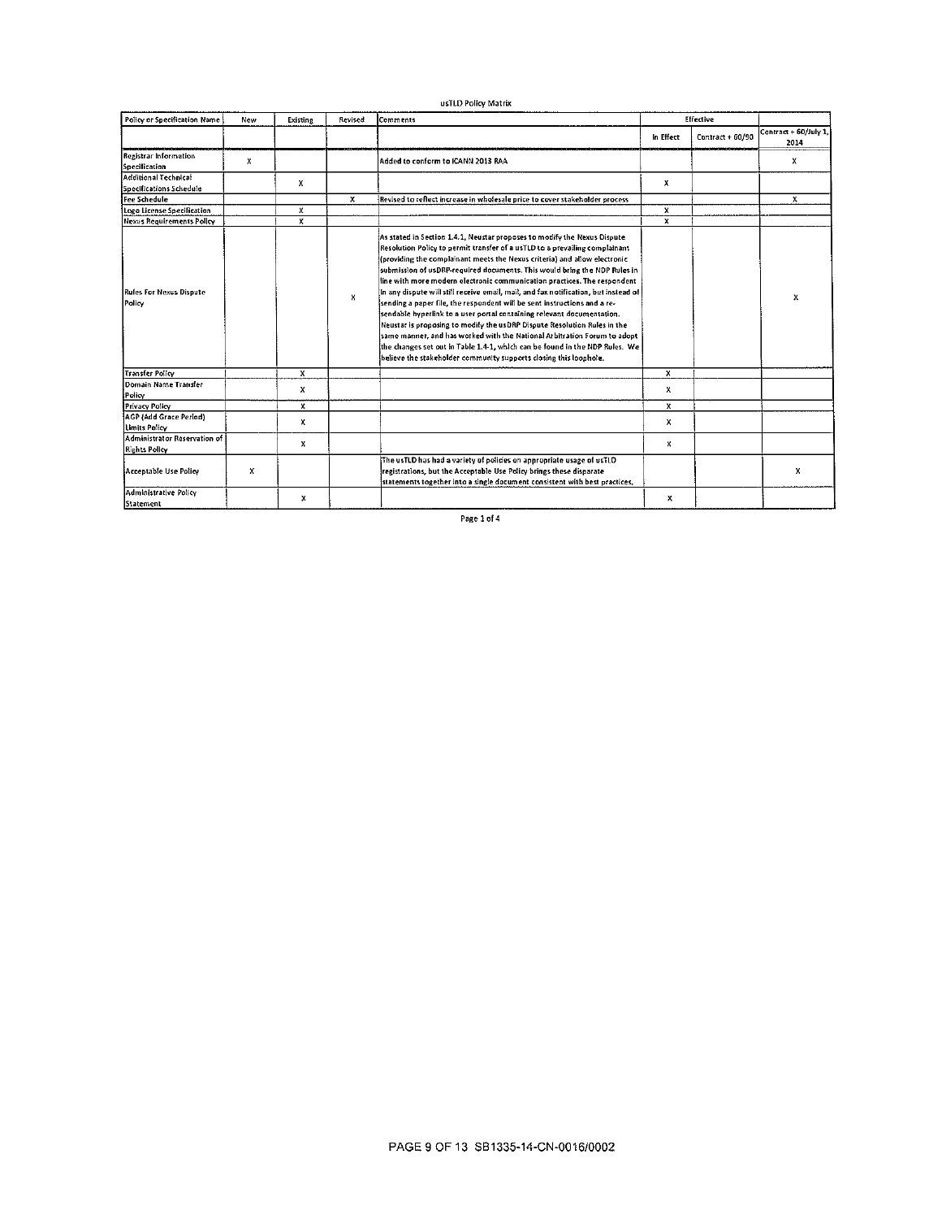usTLD Policy Matrix

| Policy or Specification Name | New | Existing | Revised | Comments | Effective | | |
|---|---|---|---|---|---|---|---|
| | | | | | In Effect | Contract + 60/90 | Contract + 60/July 1, 2014 |
| Registrar Information Specification | X | | | Added to conform to ICANN 2013 RAA | | | X |
| Additional Technical Specifications Schedule | | X | | | X | | |
| Fee Schedule | | | X | Revised to reflect increase in wholesale price to cover stakeholder process | | | X |
| Logo License Specification | | X | | | X | | |
| Nexus Requirements Policy | | X | | | X | | |
| Rules For Nexus Dispute Policy | | | X | As stated in Section 1.4.1, Neustar proposes to modify the Nexus Dispute Resolution Policy to permit transfer of a usTLD to a prevailing complainant (providing the complainant meets the Nexus criteria) and allow electronic submission of usDRP-required documents. This would bring the NDP Rules in line with more modern electronic communication practices. The respondent in any dispute will still receive email, mail, and fax notification, but instead of sending a paper file, the respondent will be sent instructions and a re-sendable hyperlink to a user portal containing relevant documentation. Neustar is proposing to modify the usDRP Dispute Resolution Rules in the same manner, and has worked with the National Arbitration Forum to adopt the changes set out in Table 1.4-1, which can be found in the NDP Rules. We believe the stakeholder community supports closing this loophole. | | | X |
| Transfer Policy | | X | | | X | | |
| Domain Name Transfer Policy | | X | | | X | | |
| Privacy Policy | | X | | | X | | |
| AGP (Add Grace Period) Limits Policy | | X | | | X | | |
| Administrator Reservation of Rights Policy | | X | | | X | | |
| Acceptable Use Policy | X | | | The usTLD has had a variety of policies on appropriate usage of usTLD registrations, but the Acceptable Use Policy brings these disparate statements together into a single document consistent with best practices. | | | X |
| Administrative Policy Statement | | X | | | X | | |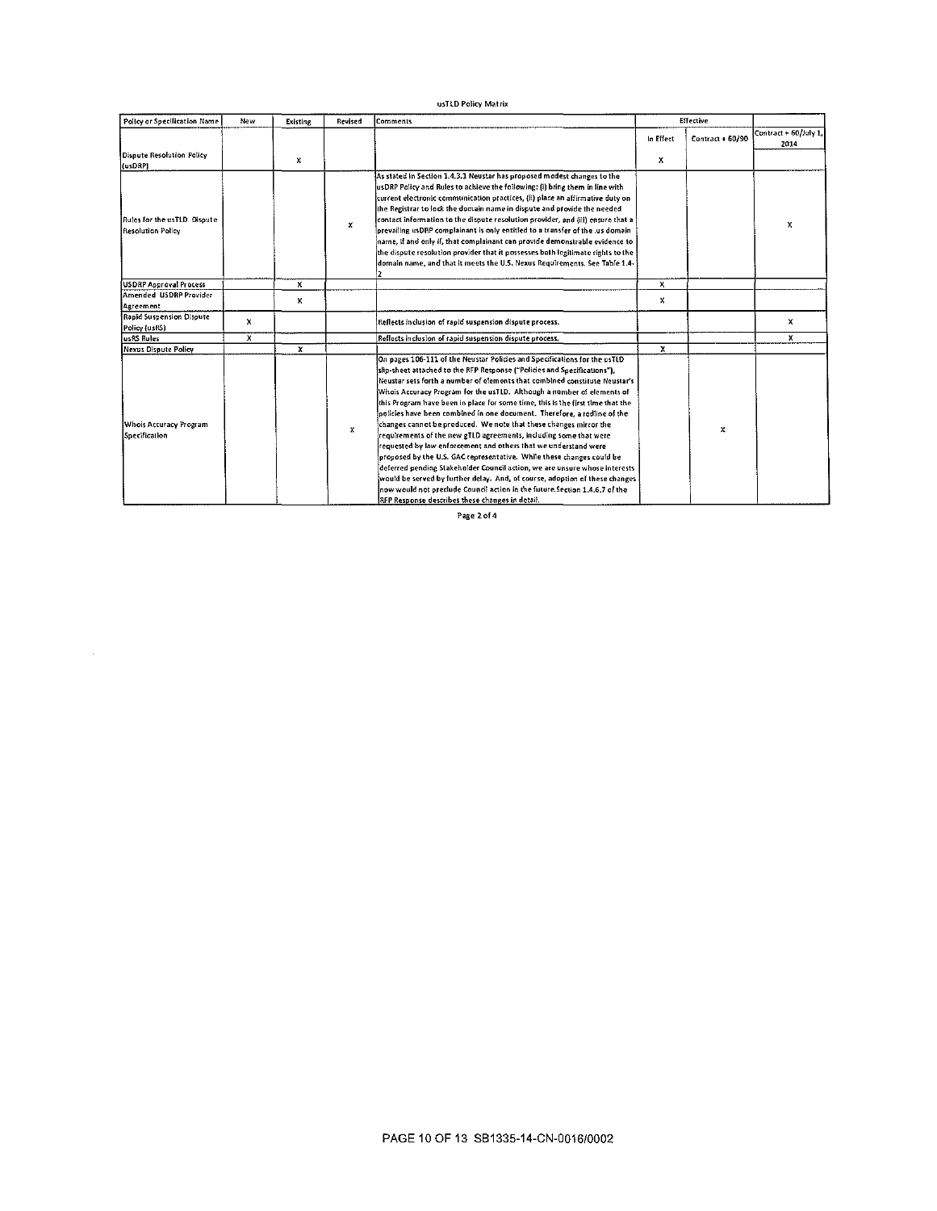usTLD Policy Matrix

| Policy or Specification Name | New | Existing | Revised | Comments | Effective | | |
|---|---|---|---|---|---|---|---|
| | | | | | In Effect | Contract + 60/90 | Contract + 60/July 1, 2014 |
| Dispute Resolution Policy (usDRP) | | X | | | X | | |
| Rules for the usTLD Dispute Resolution Policy | | | X | As stated in Section 1.4.3.1 Neustar has proposed modest changes to the usDRP Policy and Rules to achieve the following: (i) bring them in line with current electronic communication practices, (ii) place an affirmative duty on the Registrar to lock the domain name in dispute and provide the needed contact information to the dispute resolution provider, and (iii) ensure that a prevailing usDRP complainant is only entitled to a transfer of the .us domain name, if and only if, that complainant can provide demonstrable evidence to the dispute resolution provider that it possesses both legitimate rights to the domain name, and that it meets the U.S. Nexus Requirements. See Table 1.4-2 | | | X |
| USDRP Approval Process | | X | | | X | | |
| Amended USDRP Provider Agreement | | X | | | X | | |
| Rapid Suspension Dispute Policy (usRS) | X | | | Reflects inclusion of rapid suspension dispute process. | | | X |
| usRS Rules | X | | | Reflects inclusion of rapid suspension dispute process. | | | X |
| Nexus Dispute Policy | | X | | | X | | |
| Whois Accuracy Program Specification | | | X | On pages 106-111 of the Neustar Policies and Specifications for the usTLD slip-sheet attached to the RFP Response ("Policies and Specifications"), Neustar sets forth a number of elements that combined constitute Neustar's Whois Accuracy Program for the usTLD. Although a number of elements of this Program have been in place for some time, this is the first time that the policies have been combined in one document. Therefore, a redline of the changes cannot be produced. We note that these changes mirror the requirements of the new gTLD agreements, including some that were requested by law enforcement and others that we understand were proposed by the U.S. GAC representative. While these changes could be deferred pending Stakeholder Council action, we are unsure whose interests would be served by further delay. And, of course, adoption of these changes now would not preclude Council action in the future.Section 1.4.6.7 of the RFP Response describes these changes in detail. | | X | |

PAGE 10 OF 13 SB1335-14-CN-0016/0002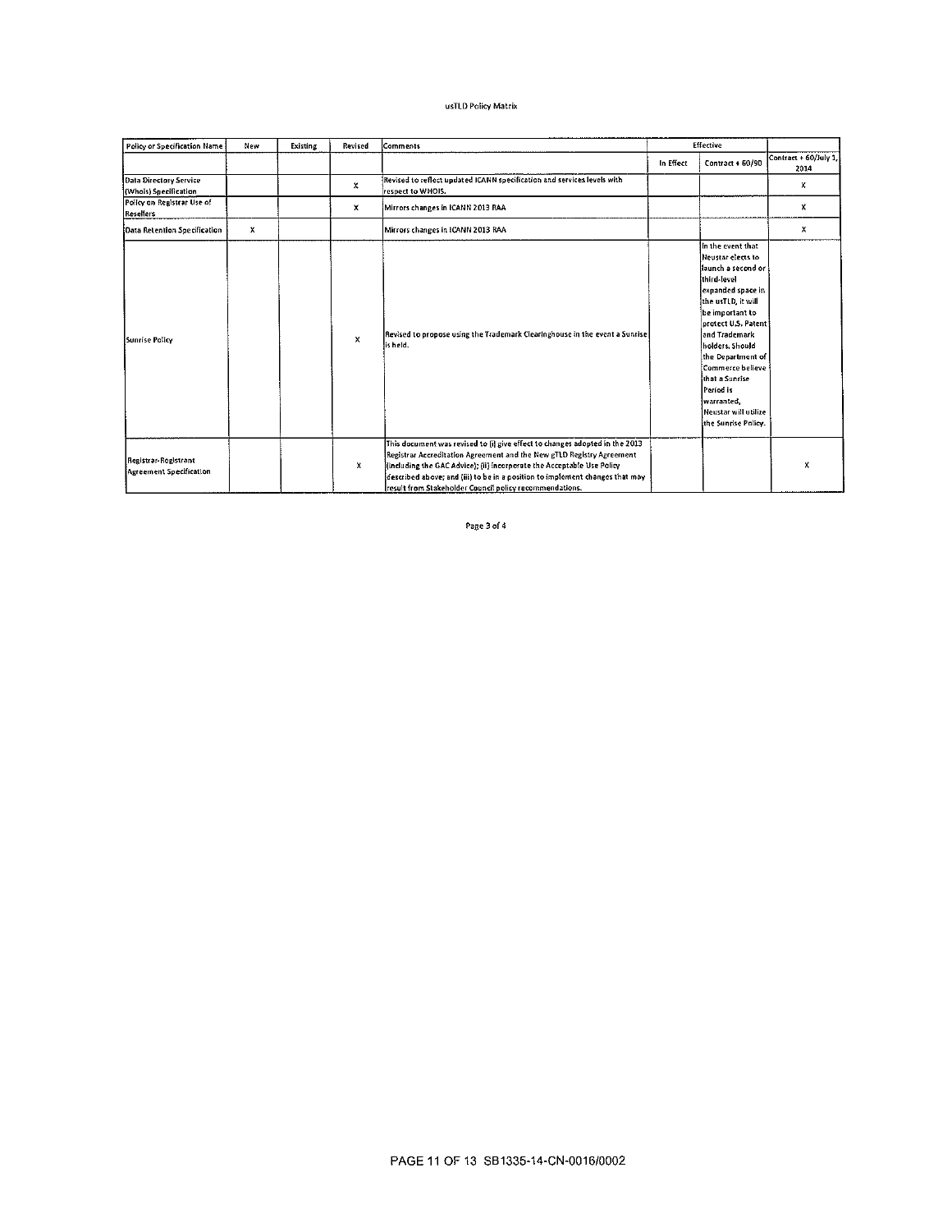usTLD Policy Matrix

| Policy or Specification Name | New | Existing | Revised | Comments | Effective | | |
|---|---|---|---|---|---|---|---|
| | | | | | In Effect | Contract + 60/90 | Contract + 60/July 1, 2014 |
| Data Directory Service (Whois) Specification | | | X | Revised to reflect updated ICANN specification and services levels with respect to WHOIS. | | | X |
| Policy on Registrar Use of Resellers | | | X | Mirrors changes in ICANN 2013 RAA | | | X |
| Data Retention Specification | X | | | Mirrors changes in ICANN 2013 RAA | | | X |
| Sunrise Policy | | | X | Revised to propose using the Trademark Clearinghouse in the event a Sunrise is held. | | In the event that Neustar elects to launch a second or third-level expanded space in the usTLD, it will be important to protect U.S. Patent and Trademark holders. Should the Department of Commerce believe that a Sunrise Period is warranted, Neustar will utilize the Sunrise Policy. | |
| Registrar-Registrant Agreement Specification | | | X | This document was revised to (i) give effect to changes adopted in the 2013 Registrar Accreditation Agreement and the New gTLD Registry Agreement (including the GAC Advice); (ii) incorporate the Acceptable Use Policy described above; and (iii) to be in a position to implement changes that may result from Stakeholder Council policy recommendations. | | | X |

Page 3 of 4

PAGE 11 OF 13 SB1335-14-CN-0016/0002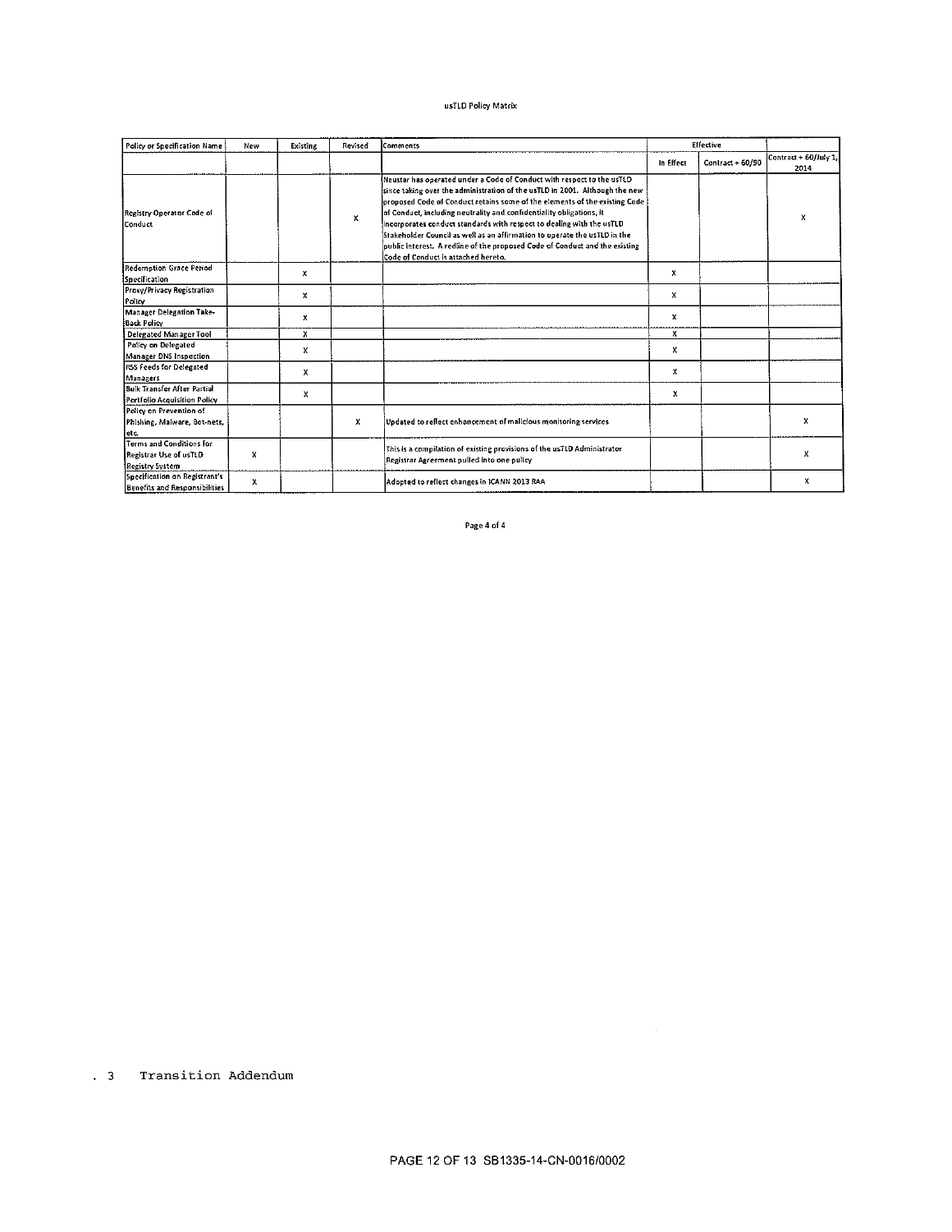usTLD Policy Matrix

| Policy or Specification Name | New | Existing | Revised | Comments | Effective | | |
|---|---|---|---|---|---|---|---|
| | | | | | In Effect | Contract + 60/90 | Contract + 60/July 1, 2014 |
| Registry Operator Code of Conduct | | | X | Neustar has operated under a Code of Conduct with respect to the usTLD since taking over the administration of the usTLD in 2001. Although the new proposed Code of Conduct retains some of the elements of the existing Code of Conduct, including neutrality and confidentiality obligations, it incorporates conduct standards with respect to dealing with the usTLD Stakeholder Council as well as an affirmation to operate the usTLD in the public interest. A redline of the proposed Code of Conduct and the existing Code of Conduct is attached hereto. | | | X |
| Redemption Grace Period Specification | | X | | | X | | |
| Proxy/Privacy Registration Policy | | X | | | X | | |
| Manager Delegation Take-Back Policy | | X | | | X | | |
| Delegated Manager Tool | | X | | | X | | |
| Policy on Delegated Manager DNS Inspection | | X | | | X | | |
| RSS Feeds for Delegated Managers | | X | | | X | | |
| Bulk Transfer After Partial Portfolio Acquisition Policy | | X | | | X | | |
| Policy on Prevention of Phishing, Malware, Bot-nets, etc. | | | X | Updated to reflect enhancement of malicious monitoring services | | | X |
| Terms and Conditions for Registrar Use of usTLD Registry System | X | | | This is a compilation of existing provisions of the usTLD Administrator Registrar Agreement pulled into one policy | | | X |
| Specification on Registrant's Benefits and Responsibilities | X | | | Adopted to reflect changes in ICANN 2013 RAA | | | X |

Page 4 of 4

. 3 Transition Addendum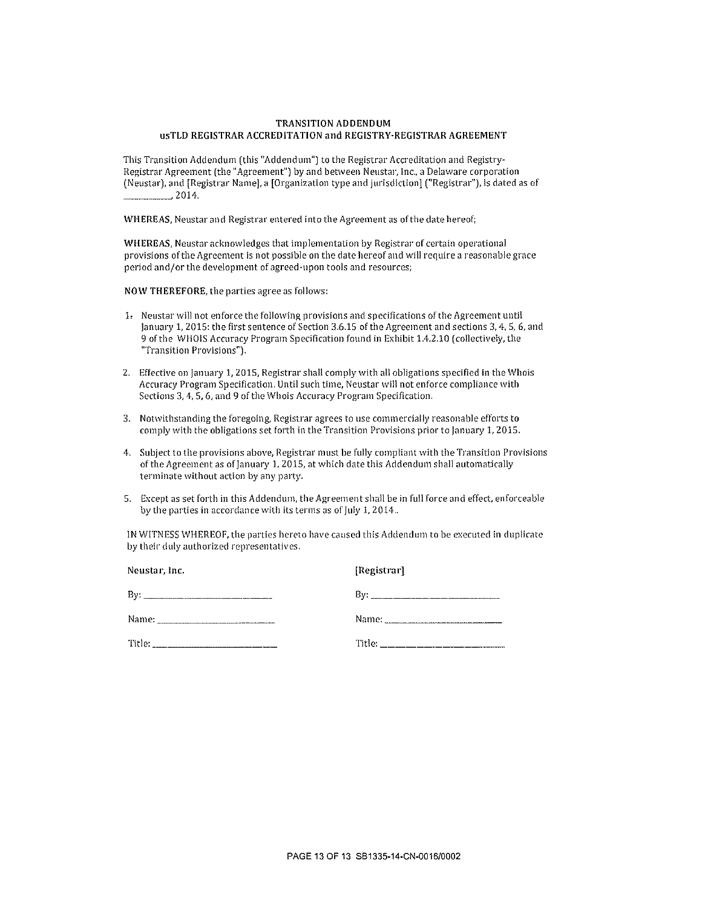**TRANSITION ADDENDUM**
**usTLD REGISTRAR ACCREDITATION and REGISTRY-REGISTRAR AGREEMENT**

This Transition Addendum (this "Addendum") to the Registrar Accreditation and Registry-Registrar Agreement (the "Agreement") by and between Neustar, Inc., a Delaware corporation (Neustar), and [Registrar Name], a [Organization type and jurisdiction] ("Registrar"), is dated as of __________, 2014.

**WHEREAS**, Neustar and Registrar entered into the Agreement as of the date hereof;

**WHEREAS**, Neustar acknowledges that implementation by Registrar of certain operational provisions of the Agreement is not possible on the date hereof and will require a reasonable grace period and/or the development of agreed-upon tools and resources;

**NOW THEREFORE**, the parties agree as follows:

1. Neustar will not enforce the following provisions and specifications of the Agreement until January 1, 2015: the first sentence of Section 3.6.15 of the Agreement and sections 3, 4, 5, 6, and 9 of the WHOIS Accuracy Program Specification found in Exhibit 1.4.2.10 (collectively, the "Transition Provisions").

2. Effective on January 1, 2015, Registrar shall comply with all obligations specified in the Whois Accuracy Program Specification. Until such time, Neustar will not enforce compliance with Sections 3, 4, 5, 6, and 9 of the Whois Accuracy Program Specification.

3. Notwithstanding the foregoing, Registrar agrees to use commercially reasonable efforts to comply with the obligations set forth in the Transition Provisions prior to January 1, 2015.

4. Subject to the provisions above, Registrar must be fully compliant with the Transition Provisions of the Agreement as of January 1, 2015, at which date this Addendum shall automatically terminate without action by any party.

5. Except as set forth in this Addendum, the Agreement shall be in full force and effect, enforceable by the parties in accordance with its terms as of July 1, 2014..

IN WITNESS WHEREOF, the parties hereto have caused this Addendum to be executed in duplicate by their duly authorized representatives.

| Neustar, Inc. | [Registrar] |
|---|---|
| By: ____________________ | By: ____________________ |
| Name: ____________________ | Name: ____________________ |
| Title: ____________________ | Title: ____________________ |

SB1335-14-CN-0016/0002